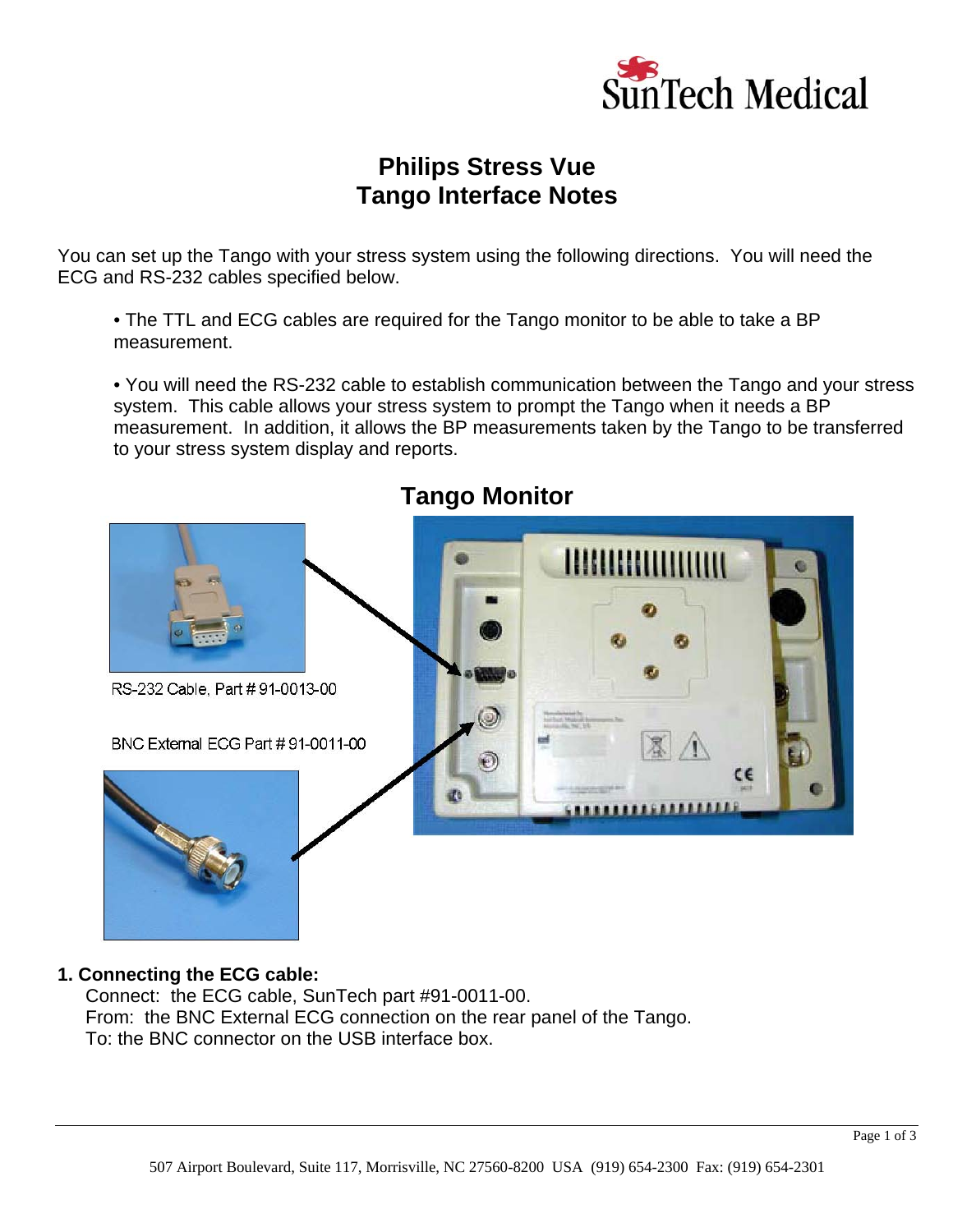# Philips Stress Vue
# Tango Interface Notes

You can set up the Tango with your stress system using the following directions. You will need the ECG and RS-232 cables specified below.

- The TTL and ECG cables are required for the Tango monitor to be able to take a BP measurement.

- You will need the RS-232 cable to establish communication between the Tango and your stress system. This cable allows your stress system to prompt the Tango when it needs a BP measurement. In addition, it allows the BP measurements taken by the Tango to be transferred to your stress system display and reports.

## Tango Monitor

RS-232 Cable, Part # 91-0013-00

BNC External ECG Part # 91-0011-00

**1. Connecting the ECG cable:**

Connect: the ECG cable, SunTech part #91-0011-00.
From: the BNC External ECG connection on the rear panel of the Tango.
To: the BNC connector on the USB interface box.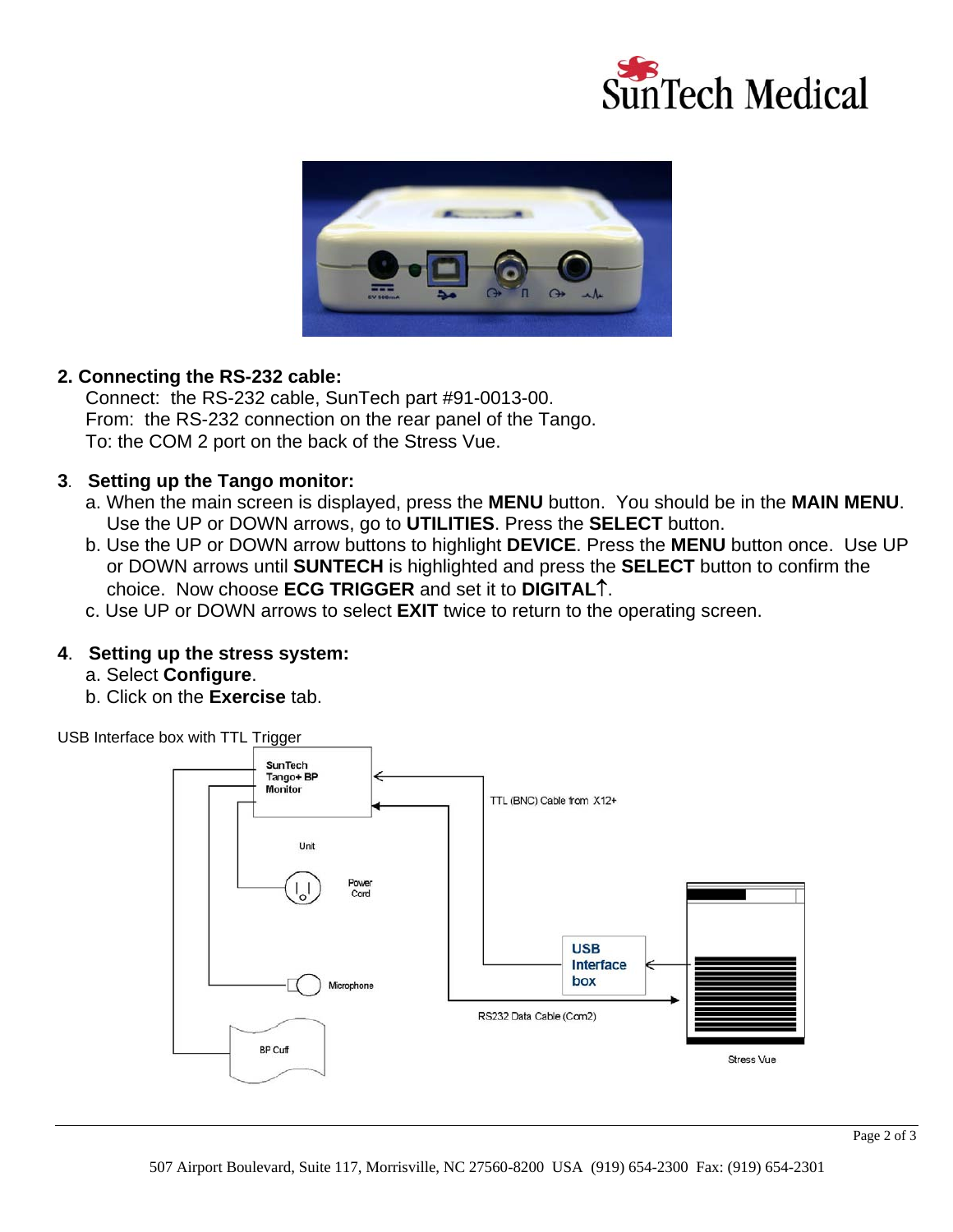## 2. Connecting the RS-232 cable:

Connect: the RS-232 cable, SunTech part #91-0013-00.
From: the RS-232 connection on the rear panel of the Tango.
To: the COM 2 port on the back of the Stress Vue.

## 3. Setting up the Tango monitor:

a. When the main screen is displayed, press the **MENU** button. You should be in the **MAIN MENU**. Use the UP or DOWN arrows, go to **UTILITIES**. Press the **SELECT** button.

b. Use the UP or DOWN arrow buttons to highlight **DEVICE**. Press the **MENU** button once. Use UP or DOWN arrows until **SUNTECH** is highlighted and press the **SELECT** button to confirm the choice. Now choose **ECG TRIGGER** and set it to **DIGITAL↑**.

c. Use UP or DOWN arrows to select **EXIT** twice to return to the operating screen.

## 4. Setting up the stress system:

a. Select **Configure**.

b. Click on the **Exercise** tab.

USB Interface box with TTL Trigger

SunTech Tango+ BP Monitor

Unit

Power Cord

Microphone

BP Cuff

TTL (BNC) Cable from X12+

USB Interface box

RS232 Data Cable (Com2)

Stress Vue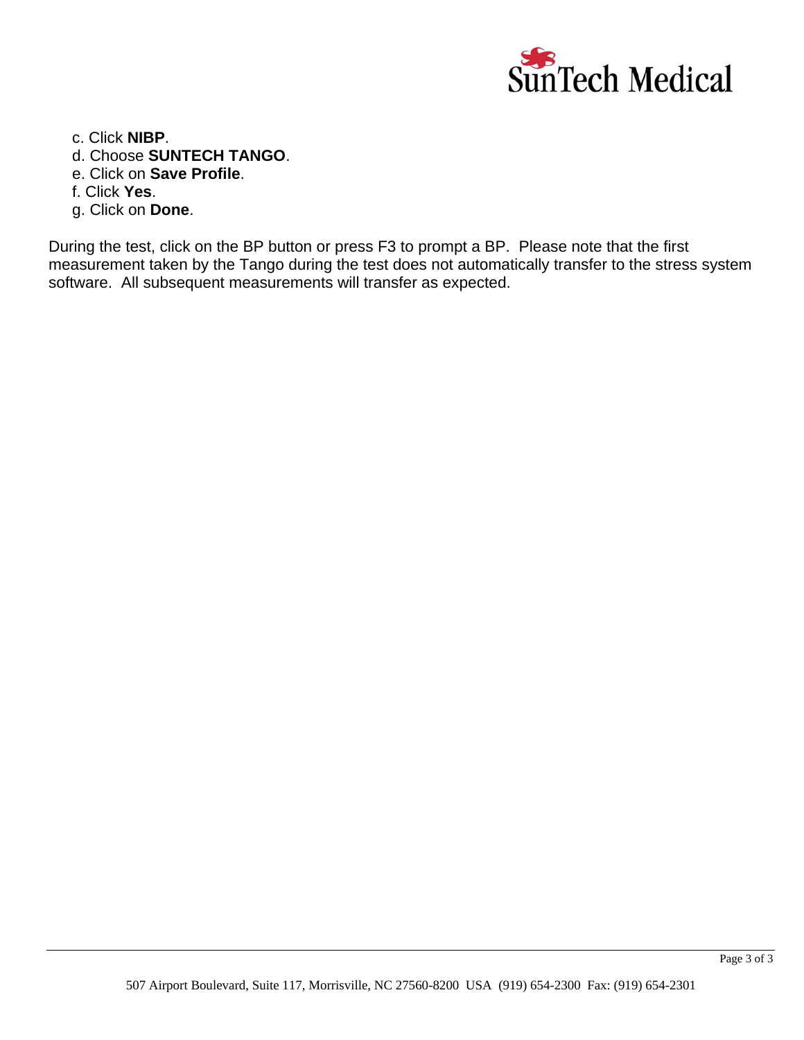c. Click **NIBP**.
d. Choose **SUNTECH TANGO**.
e. Click on **Save Profile**.
f. Click **Yes**.
g. Click on **Done**.

During the test, click on the BP button or press F3 to prompt a BP. Please note that the first measurement taken by the Tango during the test does not automatically transfer to the stress system software. All subsequent measurements will transfer as expected.